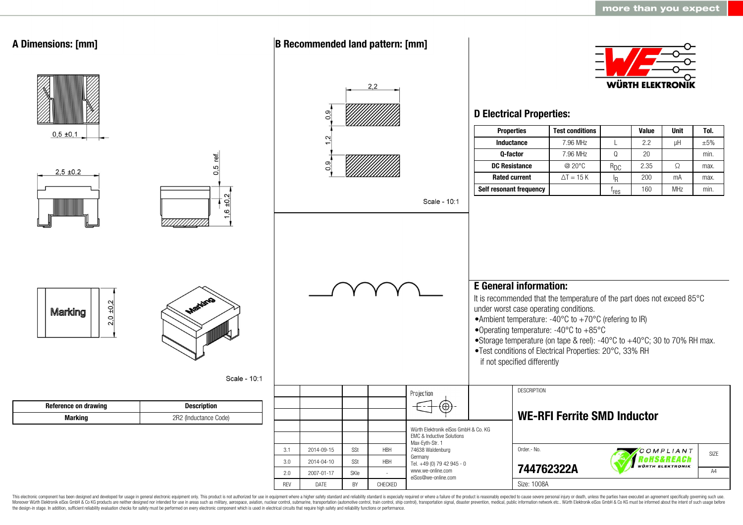## A Dimensions: [mm]

0,5 ±0,1

2,5 ±0,2

0,5 ref.

1,6 ±0,2

Marking

2,0 ±0,2

Scale - 10:1

| Reference on drawing | Description |
|---|---|
| Marking | 2R2 (Inductance Code) |

## B Recommended land pattern: [mm]

2,2

0,9

1,2

0,9

Scale - 10:1

## D Electrical Properties:

| Properties | Test conditions | | Value | Unit | Tol. |
|---|---|---|---|---|---|
| Inductance | 7.96 MHz | L | 2.2 | µH | ±5% |
| Q-factor | 7.96 MHz | Q | 20 | | min. |
| DC Resistance | @ 20°C | $R_{DC}$ | 2.35 | Ω | max. |
| Rated current | ΔT = 15 K | $I_R$ | 200 | mA | max. |
| Self resonant frequency | | $f_{res}$ | 160 | MHz | min. |

## E General information:

It is recommended that the temperature of the part does not exceed 85°C under worst case operating conditions.

- Ambient temperature: -40°C to +70°C (refering to IR)
- Operating temperature: -40°C to +85°C
- Storage temperature (on tape & reel): -40°C to +40°C; 30 to 70% RH max.
- Test conditions of Electrical Properties: 20°C, 33% RH if not specified differently

| REV | DATE | BY | CHECKED |
|---|---|---|---|
| 3.1 | 2014-09-15 | SSt | HBH |
| 3.0 | 2014-04-10 | SSt | HBH |
| 2.0 | 2007-01-17 | SKle | - |

Projection

Würth Elektronik eiSos GmbH & Co. KG
EMC & Inductive Solutions
Max-Eyth-Str. 1
74638 Waldenburg
Germany
Tel. +49 (0) 79 42 945 - 0
www.we-online.com
eiSos@we-online.com

DESCRIPTION

**WE-RFI Ferrite SMD Inductor**

Order.- No.

**744762322A**

Size: 1008A

SIZE A4

This electronic component has been designed and developed for usage in general electronic equipment only. This product is not authorized for use in equipment where a higher safety standard and reliability standard is especially required or where a failure of the product is reasonably expected to cause severe personal injury or death, unless the parties have executed an agreement specifically governing such use. Moreover Würth Elektronik eiSos GmbH & Co KG products are neither designed nor intended for use in areas such as military, aerospace, aviation, nuclear control, submarine, transportation (automotive control, train control, ship control), transportation signal, disaster prevention, medical, public information network etc.. Würth Elektronik eiSos GmbH & Co KG must be informed about the intent of such usage before the design-in stage. In addition, sufficient reliability evaluation checks for safety must be performed on every electronic component which is used in electrical circuits that require high safety and reliability functions or performance.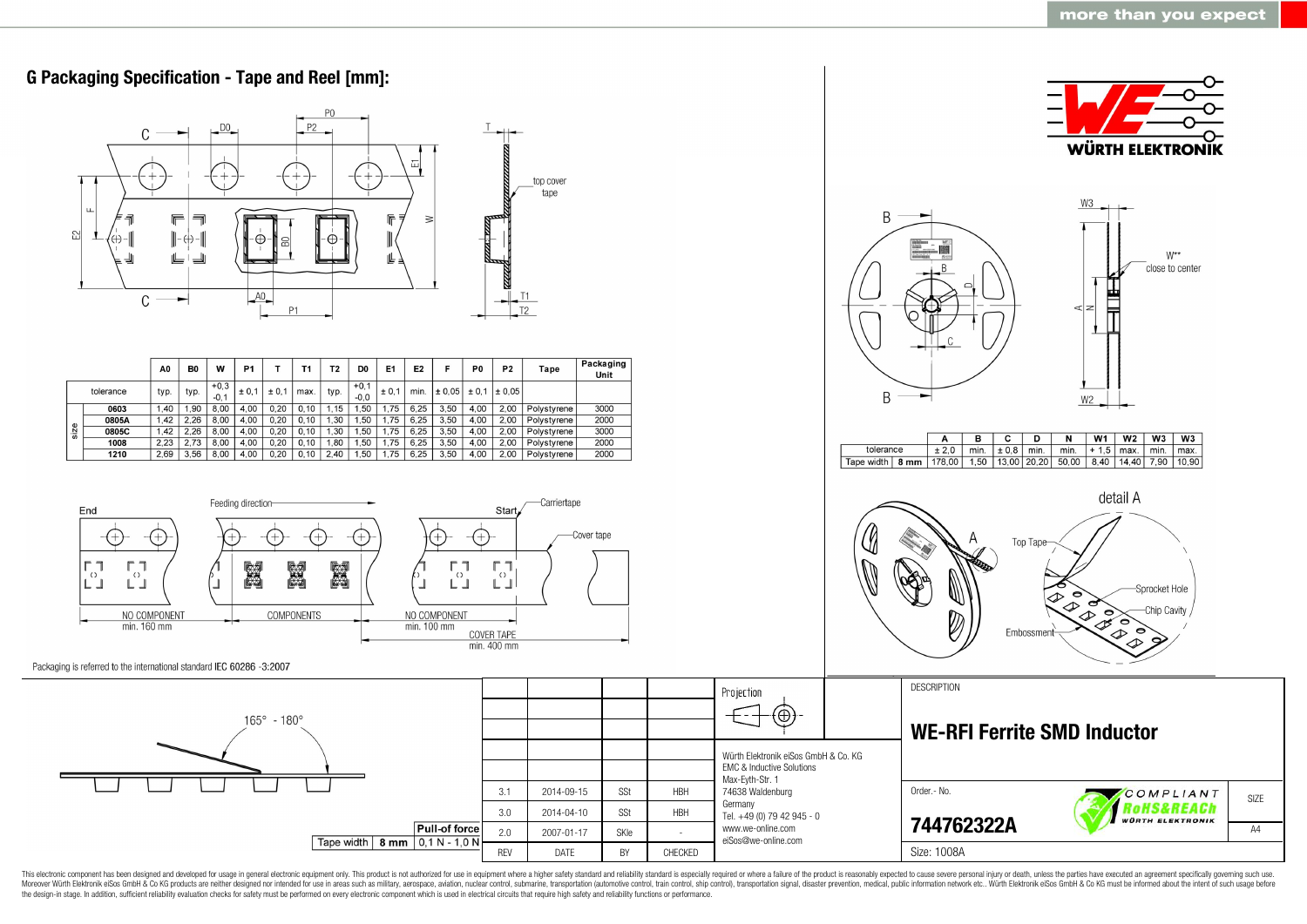## G Packaging Specification - Tape and Reel [mm]:

| | | A0 | B0 | W | P1 | T | T1 | T2 | D0 | E1 | E2 | F | P0 | P2 | Tape | Packaging Unit |
|---|---|---|---|---|---|---|---|---|---|---|---|---|---|---|---|---|
| tolerance | | typ. | typ. | +0,3 -0,1 | ± 0,1 | ± 0,1 | max. | typ. | +0,1 -0,0 | ± 0,1 | min. | ± 0,05 | ± 0,1 | ± 0,05 | | |
| size | 0603 | 1,40 | 1,90 | 8,00 | 4,00 | 0,20 | 0,10 | 1,15 | 1,50 | 1,75 | 6,25 | 3,50 | 4,00 | 2,00 | Polystyrene | 3000 |
| | 0805A | 1,42 | 2,26 | 8,00 | 4,00 | 0,20 | 0,10 | 1,30 | 1,50 | 1,75 | 6,25 | 3,50 | 4,00 | 2,00 | Polystyrene | 2000 |
| | 0805C | 1,42 | 2,26 | 8,00 | 4,00 | 0,20 | 0,10 | 1,30 | 1,50 | 1,75 | 6,25 | 3,50 | 4,00 | 2,00 | Polystyrene | 3000 |
| | 1008 | 2,23 | 2,73 | 8,00 | 4,00 | 0,20 | 0,10 | 1,80 | 1,50 | 1,75 | 6,25 | 3,50 | 4,00 | 2,00 | Polystyrene | 2000 |
| | 1210 | 2,69 | 3,56 | 8,00 | 4,00 | 0,20 | 0,10 | 2,40 | 1,50 | 1,75 | 6,25 | 3,50 | 4,00 | 2,00 | Polystyrene | 2000 |

End — Feeding direction — Start

NO COMPONENT min. 160 mm | COMPONENTS | NO COMPONENT min. 100 mm | COVER TAPE min. 400 mm

Carriertape, Cover tape

Packaging is referred to the international standard IEC 60286 -3:2007

165° - 180°

| Tape width | 8 mm | Pull-of force 0,1 N - 1,0 N |
|---|---|---|

| | A | B | C | D | N | W1 | W2 | W3 | W3 |
|---|---|---|---|---|---|---|---|---|---|
| tolerance | ± 2,0 | min. | ± 0,8 | min. | min. | + 1,5 | max. | min. | max. |
| Tape width 8 mm | 178,00 | 1,50 | 13,00 | 20,20 | 50,00 | 8,40 | 14,40 | 7,90 | 10,90 |

W** close to center

detail A: Top Tape, Sprocket Hole, Chip Cavity, Embossment

| REV | DATE | BY | CHECKED |
|---|---|---|---|
| 3.1 | 2014-09-15 | SSt | HBH |
| 3.0 | 2014-04-10 | SSt | HBH |
| 2.0 | 2007-01-17 | SKle | - |

Projection

Würth Elektronik eiSos GmbH & Co. KG
EMC & Inductive Solutions
Max-Eyth-Str. 1
74638 Waldenburg
Germany
Tel. +49 (0) 79 42 945 - 0
www.we-online.com
eiSos@we-online.com

DESCRIPTION

**WE-RFI Ferrite SMD Inductor**

Order.- No.

**744762322A**

Size: 1008A

SIZE A4

This electronic component has been designed and developed for usage in general electronic equipment only. This product is not authorized for use in equipment where a higher safety standard and reliability standard is especially required or where a failure of the product is reasonably expected to cause severe personal injury or death, unless the parties have executed an agreement specifically governing such use. Moreover Würth Elektronik eiSos GmbH & Co KG products are neither designed nor intended for use in areas such as military, aerospace, aviation, nuclear control, submarine, transportation (automotive control, train control, ship control), transportation signal, disaster prevention, medical, public information network etc.. Würth Elektronik eiSos GmbH & Co KG must be informed about the intent of such usage before the design-in stage. In addition, sufficient reliability evaluation checks for safety must be performed on every electronic component which is used in electrical circuits that require high safety and reliability functions or performance.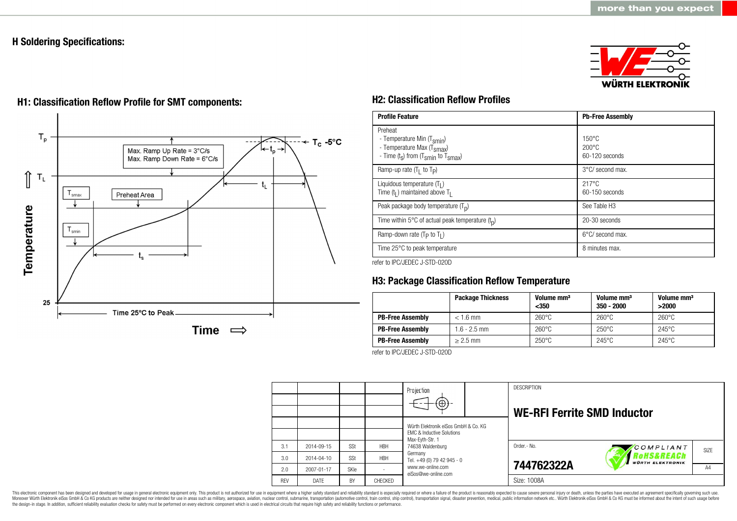## H Soldering Specifications:

### H1: Classification Reflow Profile for SMT components:

$T_p$

$T_C$ -5°C

Max. Ramp Up Rate = 3°C/s
Max. Ramp Down Rate = 6°C/s

$t_p$

$T_L$

$t_L$

$T_{smax}$

Preheat Area

$T_{smin}$

$t_s$

Temperature

25

Time 25°C to Peak

Time ⇨

### H2: Classification Reflow Profiles

| Profile Feature | Pb-Free Assembly |
|---|---|
| Preheat<br>- Temperature Min ($T_{smin}$)<br>- Temperature Max ($T_{smax}$)<br>- Time ($t_s$) from ($T_{smin}$ to $T_{smax}$) | <br>150°C<br>200°C<br>60-120 seconds |
| Ramp-up rate ($T_L$ to $T_P$) | 3°C/ second max. |
| Liquidous temperature ($T_L$)<br>Time ($t_L$) maintained above $T_L$ | 217°C<br>60-150 seconds |
| Peak package body temperature ($T_p$) | See Table H3 |
| Time within 5°C of actual peak temperature ($t_p$) | 20-30 seconds |
| Ramp-down rate ($T_P$ to $T_L$) | 6°C/ second max. |
| Time 25°C to peak temperature | 8 minutes max. |

refer to IPC/JEDEC J-STD-020D

### H3: Package Classification Reflow Temperature

| | Package Thickness | Volume mm³ <350 | Volume mm³ 350 - 2000 | Volume mm³ >2000 |
|---|---|---|---|---|
| **PB-Free Assembly** | < 1.6 mm | 260°C | 260°C | 260°C |
| **PB-Free Assembly** | 1.6 - 2.5 mm | 260°C | 250°C | 245°C |
| **PB-Free Assembly** | ≥ 2.5 mm | 250°C | 245°C | 245°C |

refer to IPC/JEDEC J-STD-020D

| REV | DATE | BY | CHECKED |
|---|---|---|---|
| 3.1 | 2014-09-15 | SSt | HBH |
| 3.0 | 2014-04-10 | SSt | HBH |
| 2.0 | 2007-01-17 | SKle | - |

Projection

Würth Elektronik eiSos GmbH & Co. KG
EMC & Inductive Solutions
Max-Eyth-Str. 1
74638 Waldenburg
Germany
Tel. +49 (0) 79 42 945 - 0
www.we-online.com
eiSos@we-online.com

DESCRIPTION

**WE-RFI Ferrite SMD Inductor**

Order.- No.

**744762322A**

SIZE A4

Size: 1008A

This electronic component has been designed and developed for usage in general electronic equipment only. This product is not authorized for use in equipment where a higher safety standard and reliability standard is especially required or where a failure of the product is reasonably expected to cause severe personal injury or death, unless the parties have executed an agreement specifically governing such use. Moreover Würth Elektronik eiSos GmbH & Co KG products are neither designed nor intended for use in areas such as military, aerospace, aviation, nuclear control, submarine, transportation (automotive control, train control, ship control), transportation signal, disaster prevention, medical, public information network etc.. Würth Elektronik eiSos GmbH & Co KG must be informed about the intent of such usage before the design-in stage. In addition, sufficient reliability evaluation checks for safety must be performed on every electronic component which is used in electrical circuits that require high safety and reliability functions or performance.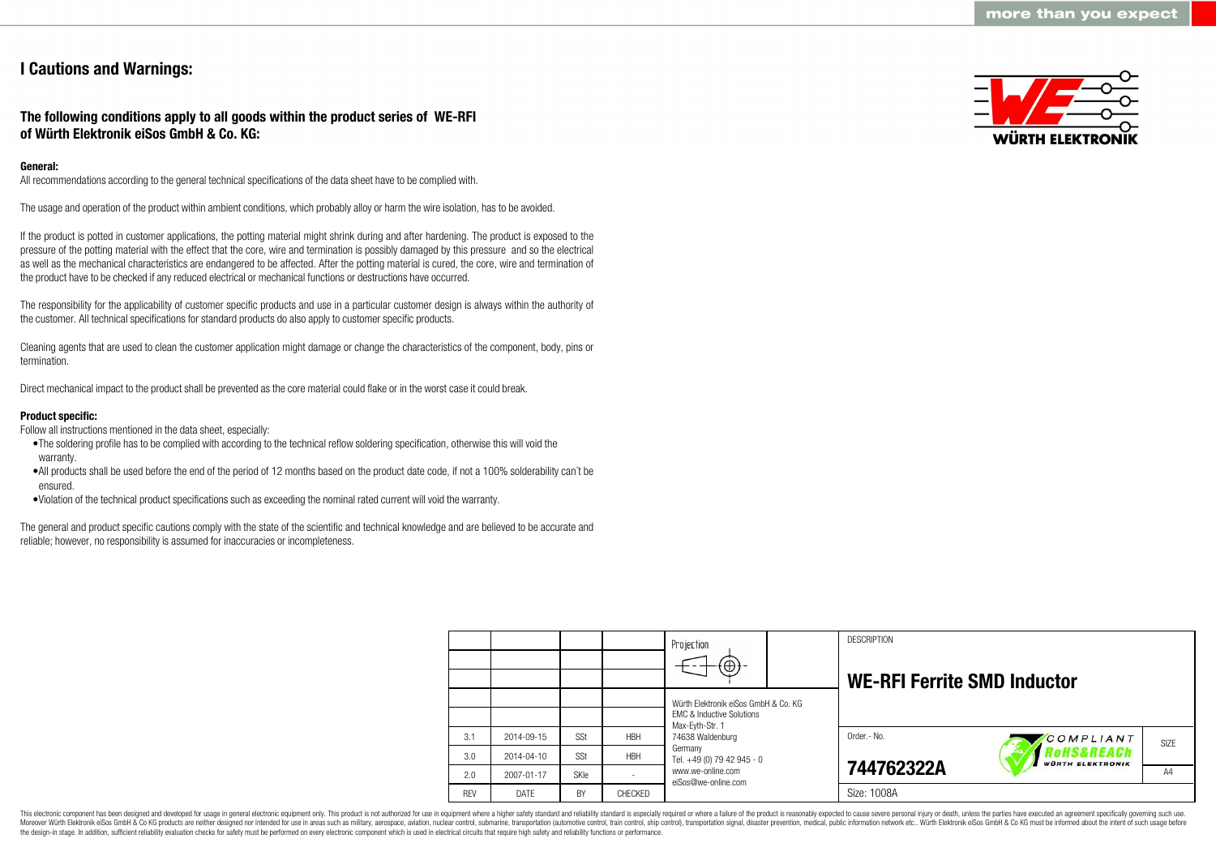# I Cautions and Warnings:

## The following conditions apply to all goods within the product series of WE-RFI of Würth Elektronik eiSos GmbH & Co. KG:

**General:**

All recommendations according to the general technical specifications of the data sheet have to be complied with.

The usage and operation of the product within ambient conditions, which probably alloy or harm the wire isolation, has to be avoided.

If the product is potted in customer applications, the potting material might shrink during and after hardening. The product is exposed to the pressure of the potting material with the effect that the core, wire and termination is possibly damaged by this pressure and so the electrical as well as the mechanical characteristics are endangered to be affected. After the potting material is cured, the core, wire and termination of the product have to be checked if any reduced electrical or mechanical functions or destructions have occurred.

The responsibility for the applicability of customer specific products and use in a particular customer design is always within the authority of the customer. All technical specifications for standard products do also apply to customer specific products.

Cleaning agents that are used to clean the customer application might damage or change the characteristics of the component, body, pins or termination.

Direct mechanical impact to the product shall be prevented as the core material could flake or in the worst case it could break.

**Product specific:**

Follow all instructions mentioned in the data sheet, especially:

- The soldering profile has to be complied with according to the technical reflow soldering specification, otherwise this will void the warranty.
- All products shall be used before the end of the period of 12 months based on the product date code, if not a 100% solderability can´t be ensured.
- Violation of the technical product specifications such as exceeding the nominal rated current will void the warranty.

The general and product specific cautions comply with the state of the scientific and technical knowledge and are believed to be accurate and reliable; however, no responsibility is assumed for inaccuracies or incompleteness.

| REV | DATE | BY | CHECKED |
|---|---|---|---|
| 3.1 | 2014-09-15 | SSt | HBH |
| 3.0 | 2014-04-10 | SSt | HBH |
| 2.0 | 2007-01-17 | SKle | - |

Würth Elektronik eiSos GmbH & Co. KG
EMC & Inductive Solutions
Max-Eyth-Str. 1
74638 Waldenburg
Germany
Tel. +49 (0) 79 42 945 - 0
www.we-online.com
eiSos@we-online.com

DESCRIPTION

**WE-RFI Ferrite SMD Inductor**

Order.- No. **744762322A**

Size: 1008A

SIZE A4

This electronic component has been designed and developed for usage in general electronic equipment only. This product is not authorized for use in equipment where a higher safety standard and reliability standard is especially required or where a failure of the product is reasonably expected to cause severe personal injury or death, unless the parties have executed an agreement specifically governing such use. Moreover Würth Elektronik eiSos GmbH & Co KG products are neither designed nor intended for use in areas such as military, aerospace, aviation, nuclear control, submarine, transportation (automotive control, train control, ship control), transportation signal, disaster prevention, medical, public information network etc.. Würth Elektronik eiSos GmbH & Co KG must be informed about the intent of such usage before the design-in stage. In addition, sufficient reliability evaluation checks for safety must be performed on every electronic component which is used in electrical circuits that require high safety and reliability functions or performance.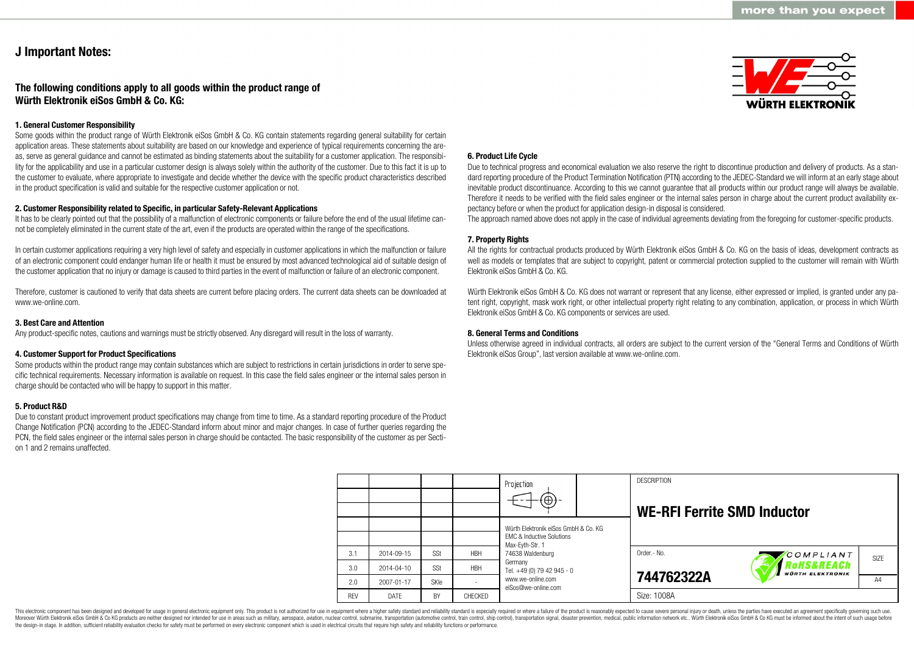## J Important Notes:

### The following conditions apply to all goods within the product range of Würth Elektronik eiSos GmbH & Co. KG:

**1. General Customer Responsibility**

Some goods within the product range of Würth Elektronik eiSos GmbH & Co. KG contain statements regarding general suitability for certain application areas. These statements about suitability are based on our knowledge and experience of typical requirements concerning the areas, serve as general guidance and cannot be estimated as binding statements about the suitability for a customer application. The responsibility for the applicability and use in a particular customer design is always solely within the authority of the customer. Due to this fact it is up to the customer to evaluate, where appropriate to investigate and decide whether the device with the specific product characteristics described in the product specification is valid and suitable for the respective customer application or not.

**2. Customer Responsibility related to Specific, in particular Safety-Relevant Applications**

It has to be clearly pointed out that the possibility of a malfunction of electronic components or failure before the end of the usual lifetime cannot be completely eliminated in the current state of the art, even if the products are operated within the range of the specifications.

In certain customer applications requiring a very high level of safety and especially in customer applications in which the malfunction or failure of an electronic component could endanger human life or health it must be ensured by most advanced technological aid of suitable design of the customer application that no injury or damage is caused to third parties in the event of malfunction or failure of an electronic component.

Therefore, customer is cautioned to verify that data sheets are current before placing orders. The current data sheets can be downloaded at www.we-online.com.

**3. Best Care and Attention**

Any product-specific notes, cautions and warnings must be strictly observed. Any disregard will result in the loss of warranty.

**4. Customer Support for Product Specifications**

Some products within the product range may contain substances which are subject to restrictions in certain jurisdictions in order to serve specific technical requirements. Necessary information is available on request. In this case the field sales engineer or the internal sales person in charge should be contacted who will be happy to support in this matter.

**5. Product R&D**

Due to constant product improvement product specifications may change from time to time. As a standard reporting procedure of the Product Change Notification (PCN) according to the JEDEC-Standard inform about minor and major changes. In case of further queries regarding the PCN, the field sales engineer or the internal sales person in charge should be contacted. The basic responsibility of the customer as per Section 1 and 2 remains unaffected.

**6. Product Life Cycle**

Due to technical progress and economical evaluation we also reserve the right to discontinue production and delivery of products. As a standard reporting procedure of the Product Termination Notification (PTN) according to the JEDEC-Standard we will inform at an early stage about inevitable product discontinuance. According to this we cannot guarantee that all products within our product range will always be available. Therefore it needs to be verified with the field sales engineer or the internal sales person in charge about the current product availability expectancy before or when the product for application design-in disposal is considered.

The approach named above does not apply in the case of individual agreements deviating from the foregoing for customer-specific products.

**7. Property Rights**

All the rights for contractual products produced by Würth Elektronik eiSos GmbH & Co. KG on the basis of ideas, development contracts as well as models or templates that are subject to copyright, patent or commercial protection supplied to the customer will remain with Würth Elektronik eiSos GmbH & Co. KG.

Würth Elektronik eiSos GmbH & Co. KG does not warrant or represent that any license, either expressed or implied, is granted under any patent right, copyright, mask work right, or other intellectual property right relating to any combination, application, or process in which Würth Elektronik eiSos GmbH & Co. KG components or services are used.

**8. General Terms and Conditions**

Unless otherwise agreed in individual contracts, all orders are subject to the current version of the "General Terms and Conditions of Würth Elektronik eiSos Group", last version available at www.we-online.com.

| | | | | | |
|---|---|---|---|---|---|
| | | | | Projection | DESCRIPTION: **WE-RFI Ferrite SMD Inductor** |
| | | | | | |
| | | | | Würth Elektronik eiSos GmbH & Co. KG, EMC & Inductive Solutions, Max-Eyth-Str. 1, 74638 Waldenburg, Germany, Tel. +49 (0) 79 42 945 - 0, www.we-online.com, eiSos@we-online.com | |
| 3.1 | 2014-09-15 | SSt | HBH | | Order.- No. **744762322A** — SIZE A4 — COMPLIANT RoHS&REACh |
| 3.0 | 2014-04-10 | SSt | HBH | | |
| 2.0 | 2007-01-17 | SKle | - | | |
| REV | DATE | BY | CHECKED | | Size: 1008A |

This electronic component has been designed and developed for usage in general electronic equipment only. This product is not authorized for use in equipment where a higher safety standard and reliability standard is especially required or where a failure of the product is reasonably expected to cause severe personal injury or death, unless the parties have executed an agreement specifically governing such use. Moreover Würth Elektronik eiSos GmbH & Co KG products are neither designed nor intended for use in areas such as military, aerospace, aviation, nuclear control, submarine, transportation (automotive control, train control, ship control), transportation signal, disaster prevention, medical, public information network etc.. Würth Elektronik eiSos GmbH & Co KG must be informed about the intent of such usage before the design-in stage. In addition, sufficient reliability evaluation checks for safety must be performed on every electronic component which is used in electrical circuits that require high safety and reliability functions or performance.